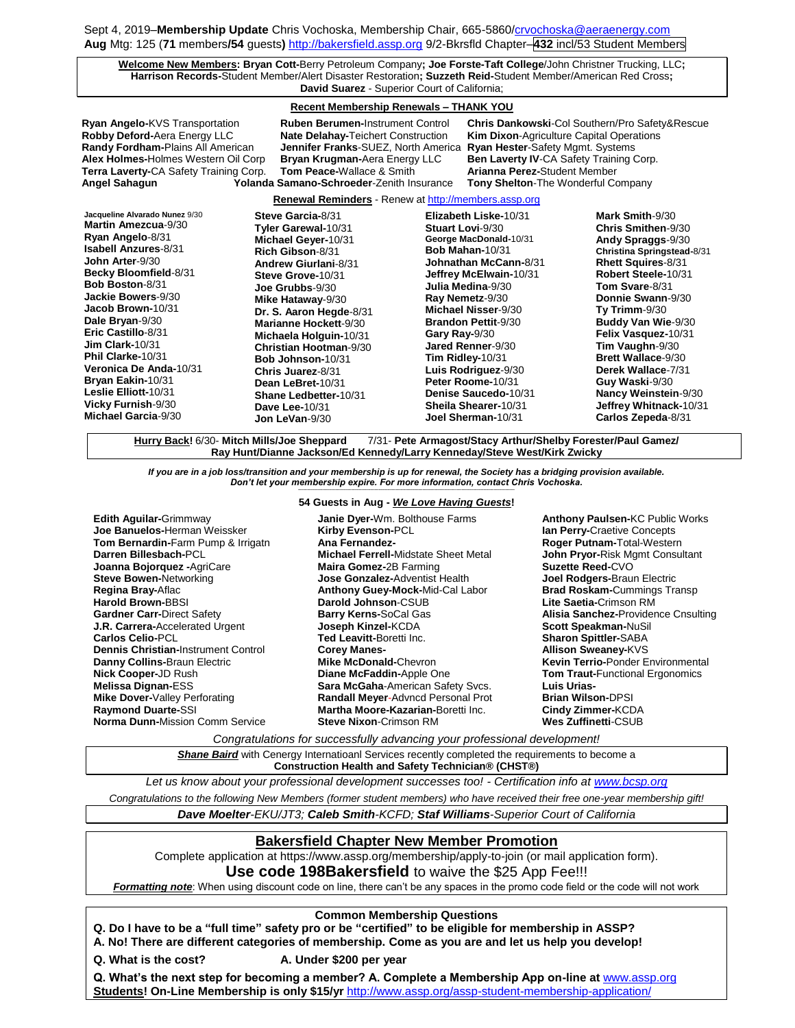Sept 4, 2019–**Membership Update** Chris Vochoska, Membership Chair, 665-5860/crvochoska@aeraenergy.com
**Aug** Mtg: 125 (**71** members**/54** guests**)** http://bakersfield.assp.org 9/2-Bkrsfld Chapter–**432** incl/53 Student Members

**Welcome New Members: Bryan Cott-**Berry Petroleum Company**; Joe Forste-Taft College**/John Christner Trucking, LLC**;**
**Harrison Records-**Student Member/Alert Disaster Restoration**; Suzzeth Reid-**Student Member/American Red Cross**;**
**David Suarez** - Superior Court of California;

## Recent Membership Renewals – THANK YOU

**Ryan Angelo-**KVS Transportation
**Robby Deford-**Aera Energy LLC
**Randy Fordham-**Plains All American
**Alex Holmes-**Holmes Western Oil Corp
**Terra Laverty-**CA Safety Training Corp.
**Angel Sahagun**
**Ruben Berumen-**Instrument Control
**Nate Delahay-**Teichert Construction
**Jennifer Franks**-SUEZ, North America
**Bryan Krugman-**Aera Energy LLC
**Tom Peace-**Wallace & Smith
**Yolanda Samano-Schroeder**-Zenith Insurance
**Chris Dankowski**-Col Southern/Pro Safety&Rescue
**Kim Dixon**-Agriculture Capital Operations
**Ryan Hester**-Safety Mgmt. Systems
**Ben Laverty IV**-CA Safety Training Corp.
**Arianna Perez-**Student Member
**Tony Shelton**-The Wonderful Company

## Renewal Reminders - Renew at http://members.assp.org

**Jacqueline Alvarado Nunez** 9/30
**Martin Amezcua**-9/30
**Ryan Angelo**-8/31
**Isabell Anzures**-8/31
**John Arter**-9/30
**Becky Bloomfield**-8/31
**Bob Boston**-8/31
**Jackie Bowers**-9/30
**Jacob Brown-**10/31
**Dale Bryan**-9/30
**Eric Castillo**-8/31
**Jim Clark-**10/31
**Phil Clarke-**10/31
**Veronica De Anda-**10/31
**Bryan Eakin-**10/31
**Leslie Elliott-**10/31
**Vicky Furnish**-9/30
**Michael Garcia**-9/30
**Steve Garcia-**8/31
**Tyler Garewal-**10/31
**Michael Geyer-**10/31
**Rich Gibson**-8/31
**Andrew Giurlani**-8/31
**Steve Grove-**10/31
**Joe Grubbs**-9/30
**Mike Hataway**-9/30
**Dr. S. Aaron Hegde**-8/31
**Marianne Hockett**-9/30
**Michaela Holguin-**10/31
**Christian Hootman**-9/30
**Bob Johnson-**10/31
**Chris Juarez**-8/31
**Dean LeBret-**10/31
**Shane Ledbetter-**10/31
**Dave Lee-**10/31
**Jon LeVan**-9/30
**Elizabeth Liske-**10/31
**Stuart Lovi**-9/30
**George MacDonald**-10/31
**Bob Mahan-**10/31
**Johnathan McCann-**8/31
**Jeffrey McElwain-**10/31
**Julia Medina**-9/30
**Ray Nemetz**-9/30
**Michael Nisser**-9/30
**Brandon Pettit**-9/30
**Gary Ray-**9/30
**Jared Renner**-9/30
**Tim Ridley-**10/31
**Luis Rodriguez**-9/30
**Peter Roome-**10/31
**Denise Saucedo-**10/31
**Sheila Shearer-**10/31
**Joel Sherman-**10/31
**Mark Smith**-9/30
**Chris Smithen**-9/30
**Andy Spraggs**-9/30
**Christina Springstead**-8/31
**Rhett Squires**-8/31
**Robert Steele-**10/31
**Tom Svare**-8/31
**Donnie Swann**-9/30
**Ty Trimm**-9/30
**Buddy Van Wie**-9/30
**Felix Vasquez-**10/31
**Tim Vaughn**-9/30
**Brett Wallace**-9/30
**Derek Wallace**-7/31
**Guy Waski**-9/30
**Nancy Weinstein**-9/30
**Jeffrey Whitnack-**10/31
**Carlos Zepeda**-8/31

**Hurry Back!** 6/30- **Mitch Mills/Joe Sheppard** 7/31- **Pete Armagost/Stacy Arthur/Shelby Forester/Paul Gamez/ Ray Hunt/Dianne Jackson/Ed Kennedy/Larry Kenneday/Steve West/Kirk Zwicky**

***If you are in a job loss/transition and your membership is up for renewal, the Society has a bridging provision available. Don't let your membership expire. For more information, contact Chris Vochoska.***

## 54 Guests in Aug - *We Love Having Guests*!

**Edith Aguilar-**Grimmway
**Joe Banuelos-**Herman Weissker
**Tom Bernardin-**Farm Pump & Irrigatn
**Darren Billesbach-**PCL
**Joanna Bojorquez -**AgriCare
**Steve Bowen-**Networking
**Regina Bray-**Aflac
**Harold Brown-**BBSI
**Gardner Carr-**Direct Safety
**J.R. Carrera-**Accelerated Urgent
**Carlos Celio-**PCL
**Dennis Christian-**Instrument Control
**Danny Collins-**Braun Electric
**Nick Cooper-**JD Rush
**Melissa Dignan-**ESS
**Mike Dover-**Valley Perforating
**Raymond Duarte-**SSI
**Norma Dunn-**Mission Comm Service
**Janie Dyer-**Wm. Bolthouse Farms
**Kirby Evenson-**PCL
**Ana Fernandez-**
**Michael Ferrell-**Midstate Sheet Metal
**Maira Gomez-**2B Farming
**Jose Gonzalez-**Adventist Health
**Anthony Guey-Mock-**Mid-Cal Labor
**Darold Johnson**-CSUB
**Barry Kerns-**SoCal Gas
**Joseph Kinzel-**KCDA
**Ted Leavitt-**Boretti Inc.
**Corey Manes-**
**Mike McDonald-**Chevron
**Diane McFaddin-**Apple One
**Sara McGaha**-American Safety Svcs.
**Randall Meyer**-Advncd Personal Prot
**Martha Moore-Kazarian-**Boretti Inc.
**Steve Nixon**-Crimson RM
**Anthony Paulsen-**KC Public Works
**Ian Perry-**Craetive Concepts
**Roger Putnam-**Total-Western
**John Pryor-**Risk Mgmt Consultant
**Suzette Reed-**CVO
**Joel Rodgers-**Braun Electric
**Brad Roskam-**Cummings Transp
**Lite Saetia-**Crimson RM
**Alisia Sanchez-**Providence Cnsulting
**Scott Speakman-**NuSil
**Sharon Spittler-**SABA
**Allison Sweaney-**KVS
**Kevin Terrio-**Ponder Environmental
**Tom Traut-**Functional Ergonomics
**Luis Urias-**
**Brian Wilson-**DPSI
**Cindy Zimmer-**KCDA
**Wes Zuffinetti**-CSUB

*Congratulations for successfully advancing your professional development!*

***Shane Baird*** with Cenergy Internatioanl Services recently completed the requirements to become a **Construction Health and Safety Technician® (CHST®)**

*Let us know about your professional development successes too! - Certification info at www.bcsp.org*

*Congratulations to the following New Members (former student members) who have received their free one-year membership gift!*

***Dave Moelter****-EKU/JT3;* ***Caleb Smith****-KCFD;* ***Staf Williams****-Superior Court of California*

## Bakersfield Chapter New Member Promotion

Complete application at https://www.assp.org/membership/apply-to-join (or mail application form).

**Use code 198Bakersfield** to waive the $25 App Fee!!!

***Formatting note***: When using discount code on line, there can't be any spaces in the promo code field or the code will not work

## Common Membership Questions

**Q. Do I have to be a "full time" safety pro or be "certified" to be eligible for membership in ASSP?**
**A. No! There are different categories of membership. Come as you are and let us help you develop!**

**Q. What is the cost?** **A. Under $200 per year**

**Q. What's the next step for becoming a member? A. Complete a Membership App on-line at** www.assp.org
**Students! On-Line Membership is only $15/yr** http://www.assp.org/assp-student-membership-application/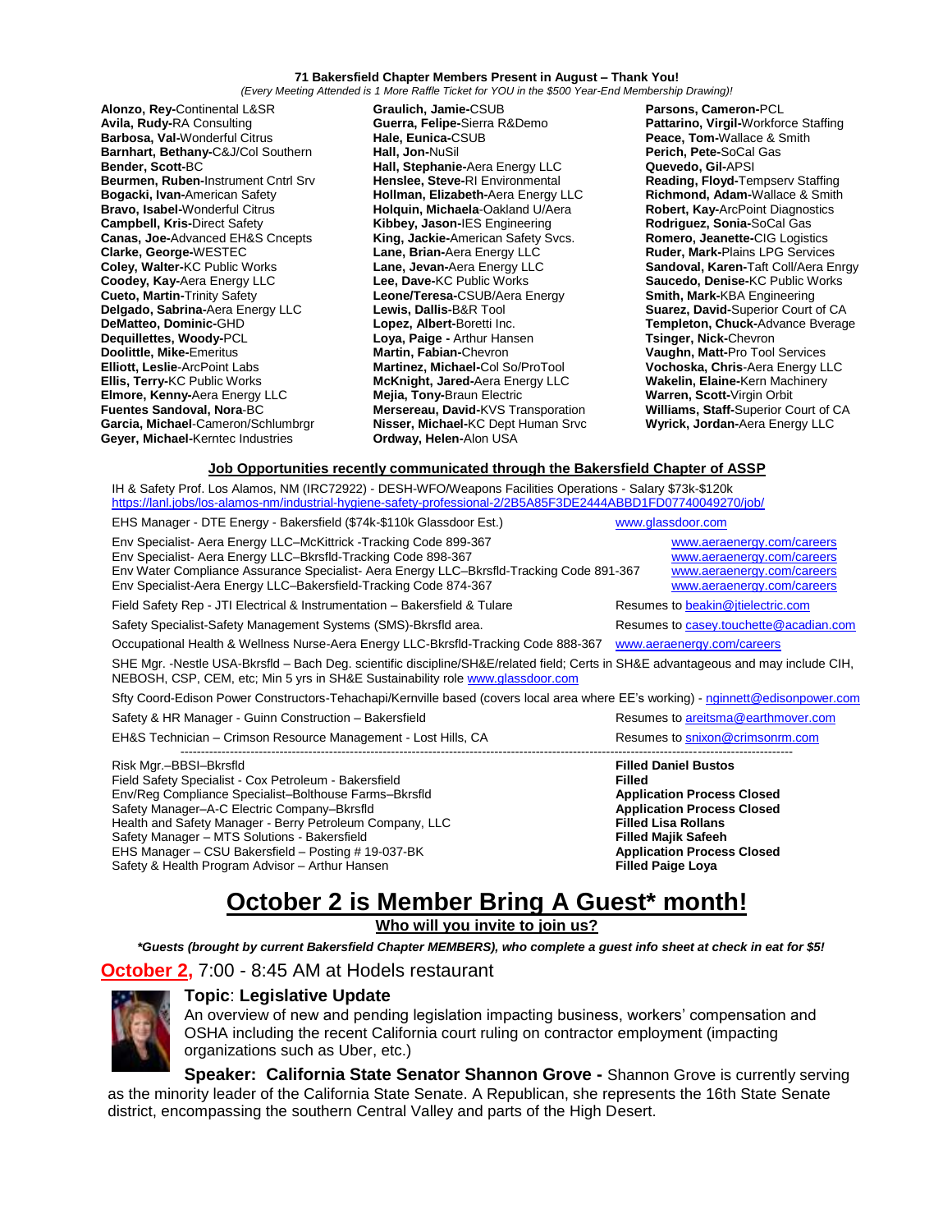**71 Bakersfield Chapter Members Present in August – Thank You!**

*(Every Meeting Attended is 1 More Raffle Ticket for YOU in the $500 Year-End Membership Drawing)!*

**Alonzo, Rey-**Continental L&SR
**Avila, Rudy-**RA Consulting
**Barbosa, Val-**Wonderful Citrus
**Barnhart, Bethany-**C&J/Col Southern
**Bender, Scott-**BC
**Beurmen, Ruben-**Instrument Cntrl Srv
**Bogacki, Ivan-**American Safety
**Bravo, Isabel-**Wonderful Citrus
**Campbell, Kris-**Direct Safety
**Canas, Joe-**Advanced EH&S Cncepts
**Clarke, George-**WESTEC
**Coley, Walter-**KC Public Works
**Coodey, Kay-**Aera Energy LLC
**Cueto, Martin-**Trinity Safety
**Delgado, Sabrina-**Aera Energy LLC
**DeMatteo, Dominic-**GHD
**Dequillettes, Woody-**PCL
**Doolittle, Mike-**Emeritus
**Elliott, Leslie**-ArcPoint Labs
**Ellis, Terry-**KC Public Works
**Elmore, Kenny-**Aera Energy LLC
**Fuentes Sandoval, Nora**-BC
**Garcia, Michael**-Cameron/Schlumbrgr
**Geyer, Michael-**Kerntec Industries
**Graulich, Jamie-**CSUB
**Guerra, Felipe-**Sierra R&Demo
**Hale, Eunica-**CSUB
**Hall, Jon-**NuSil
**Hall, Stephanie-**Aera Energy LLC
**Henslee, Steve-**RI Environmental
**Hollman, Elizabeth-**Aera Energy LLC
**Holquin, Michaela**-Oakland U/Aera
**Kibbey, Jason-**IES Engineering
**King, Jackie-**American Safety Svcs.
**Lane, Brian-**Aera Energy LLC
**Lane, Jevan-**Aera Energy LLC
**Lee, Dave-**KC Public Works
**Leone/Teresa-**CSUB/Aera Energy
**Lewis, Dallis-**B&R Tool
**Lopez, Albert-**Boretti Inc.
**Loya, Paige -** Arthur Hansen
**Martin, Fabian-**Chevron
**Martinez, Michael-**Col So/ProTool
**McKnight, Jared-**Aera Energy LLC
**Mejia, Tony-**Braun Electric
**Mersereau, David-**KVS Transporation
**Nisser, Michael-**KC Dept Human Srvc
**Ordway, Helen-**Alon USA
**Parsons, Cameron-**PCL
**Pattarino, Virgil-**Workforce Staffing
**Peace, Tom-**Wallace & Smith
**Perich, Pete-**SoCal Gas
**Quevedo, Gil-**APSI
**Reading, Floyd-**Tempserv Staffing
**Richmond, Adam-**Wallace & Smith
**Robert, Kay-**ArcPoint Diagnostics
**Rodriguez, Sonia-**SoCal Gas
**Romero, Jeanette-**CIG Logistics
**Ruder, Mark-**Plains LPG Services
**Sandoval, Karen-**Taft Coll/Aera Enrgy
**Saucedo, Denise-**KC Public Works
**Smith, Mark-**KBA Engineering
**Suarez, David-**Superior Court of CA
**Templeton, Chuck-**Advance Bverage
**Tsinger, Nick-**Chevron
**Vaughn, Matt-**Pro Tool Services
**Vochoska, Chris**-Aera Energy LLC
**Wakelin, Elaine-**Kern Machinery
**Warren, Scott-**Virgin Orbit
**Williams, Staff-**Superior Court of CA
**Wyrick, Jordan-**Aera Energy LLC

## Job Opportunities recently communicated through the Bakersfield Chapter of ASSP

IH & Safety Prof. Los Alamos, NM (IRC72922) - DESH-WFO/Weapons Facilities Operations - Salary $73k-$120k
https://lanl.jobs/los-alamos-nm/industrial-hygiene-safety-professional-2/2B5A85F3DE2444ABBD1FD07740049270/job/

EHS Manager - DTE Energy - Bakersfield ($74k-$110k Glassdoor Est.) — www.glassdoor.com

Env Specialist- Aera Energy LLC–McKittrick -Tracking Code 899-367 — www.aeraenergy.com/careers
Env Specialist- Aera Energy LLC–Bksrfld-Tracking Code 898-367 — www.aeraenergy.com/careers
Env Water Compliance Assurance Specialist- Aera Energy LLC–Bksrfld-Tracking Code 891-367 — www.aeraenergy.com/careers
Env Specialist-Aera Energy LLC–Bakersfield-Tracking Code 874-367 — www.aeraenergy.com/careers

Field Safety Rep - JTI Electrical & Instrumentation – Bakersfield & Tulare — Resumes to beakin@jtielectric.com

Safety Specialist-Safety Management Systems (SMS)-Bkrsfld area. — Resumes to casey.touchette@acadian.com

Occupational Health & Wellness Nurse-Aera Energy LLC-Bksrfld-Tracking Code 888-367 — www.aeraenergy.com/careers

SHE Mgr. -Nestle USA-Bkrsfld – Bach Deg. scientific discipline/SH&E/related field; Certs in SH&E advantageous and may include CIH, NEBOSH, CSP, CEM, etc; Min 5 yrs in SH&E Sustainability role www.glassdoor.com

Sfty Coord-Edison Power Constructors-Tehachapi/Kernville based (covers local area where EE's working) - nginnett@edisonpower.com

Safety & HR Manager - Guinn Construction – Bakersfield — Resumes to areitsma@earthmover.com

EH&S Technician – Crimson Resource Management - Lost Hills, CA — Resumes to snixon@crimsonrm.com

---

| | |
|---|---|
| Risk Mgr.–BBSI–Bkrsfld | **Filled Daniel Bustos** |
| Field Safety Specialist - Cox Petroleum - Bakersfield | **Filled** |
| Env/Reg Compliance Specialist–Bolthouse Farms–Bkrsfld | **Application Process Closed** |
| Safety Manager–A-C Electric Company–Bkrsfld | **Application Process Closed** |
| Health and Safety Manager - Berry Petroleum Company, LLC | **Filled Lisa Rollans** |
| Safety Manager – MTS Solutions - Bakersfield | **Filled Majik Safeeh** |
| EHS Manager – CSU Bakersfield – Posting # 19-037-BK | **Application Process Closed** |
| Safety & Health Program Advisor – Arthur Hansen | **Filled Paige Loya** |

# October 2 is Member Bring A Guest* month!

**Who will you invite to join us?**

***Guests (brought by current Bakersfield Chapter MEMBERS), who complete a guest info sheet at check in eat for $5!**

**October 2,** 7:00 - 8:45 AM at Hodels restaurant

**Topic**: **Legislative Update**

An overview of new and pending legislation impacting business, workers' compensation and OSHA including the recent California court ruling on contractor employment (impacting organizations such as Uber, etc.)

**Speaker: California State Senator Shannon Grove -** Shannon Grove is currently serving as the minority leader of the California State Senate. A Republican, she represents the 16th State Senate district, encompassing the southern Central Valley and parts of the High Desert.